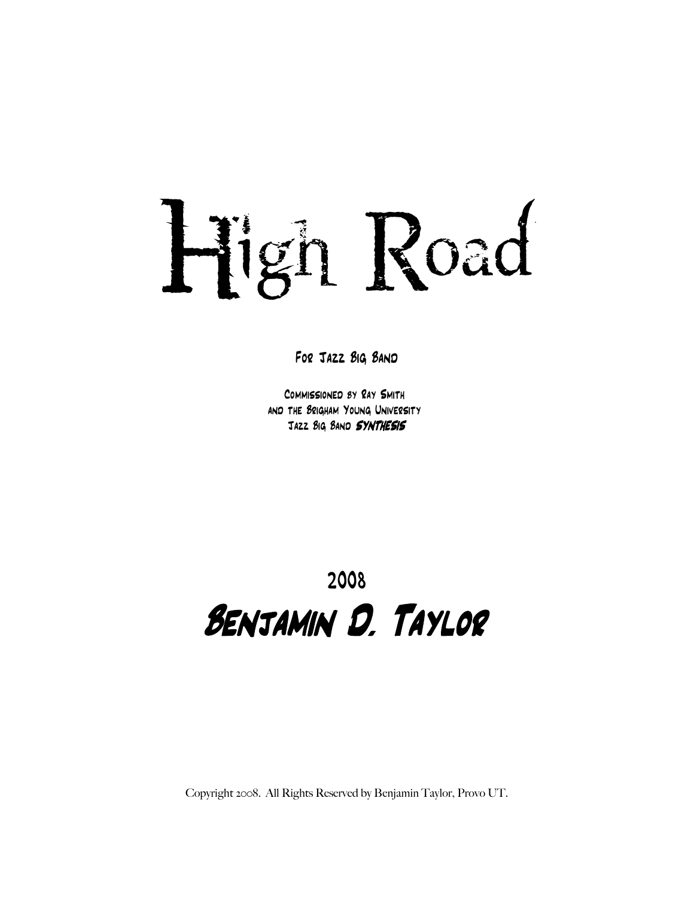# High Road

For Jazz Big Band

Commissioned by Ray Smith
and the Brigham Young University
Jazz Big Band *Synthesis*

2008

## Benjamin D. Taylor

Copyright 2008. All Rights Reserved by Benjamin Taylor, Provo UT.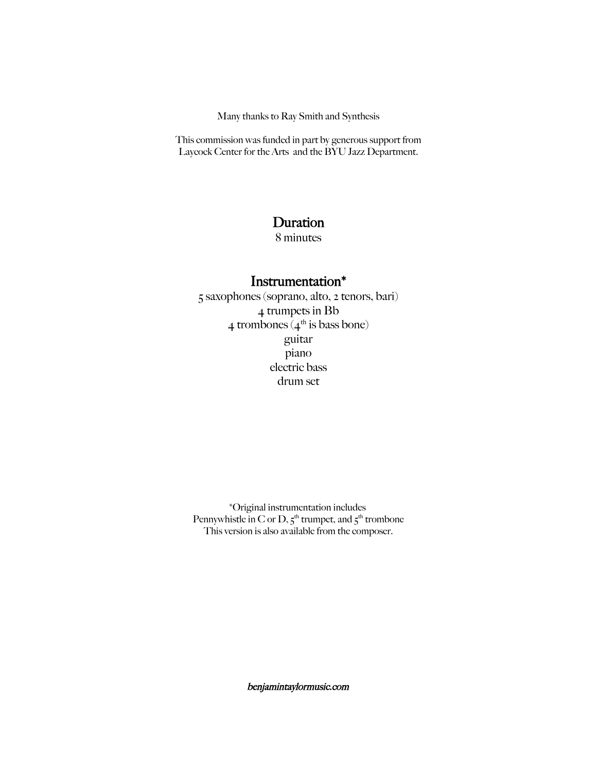Many thanks to Ray Smith and Synthesis

This commission was funded in part by generous support from Laycock Center for the Arts and the BYU Jazz Department.

## Duration

8 minutes

## Instrumentation*

5 saxophones (soprano, alto, 2 tenors, bari)
4 trumpets in Bb
4 trombones (4th is bass bone)
guitar
piano
electric bass
drum set

*Original instrumentation includes
Pennywhistle in C or D, 5th trumpet, and 5th trombone
This version is also available from the composer.

*benjamintaylormusic.com*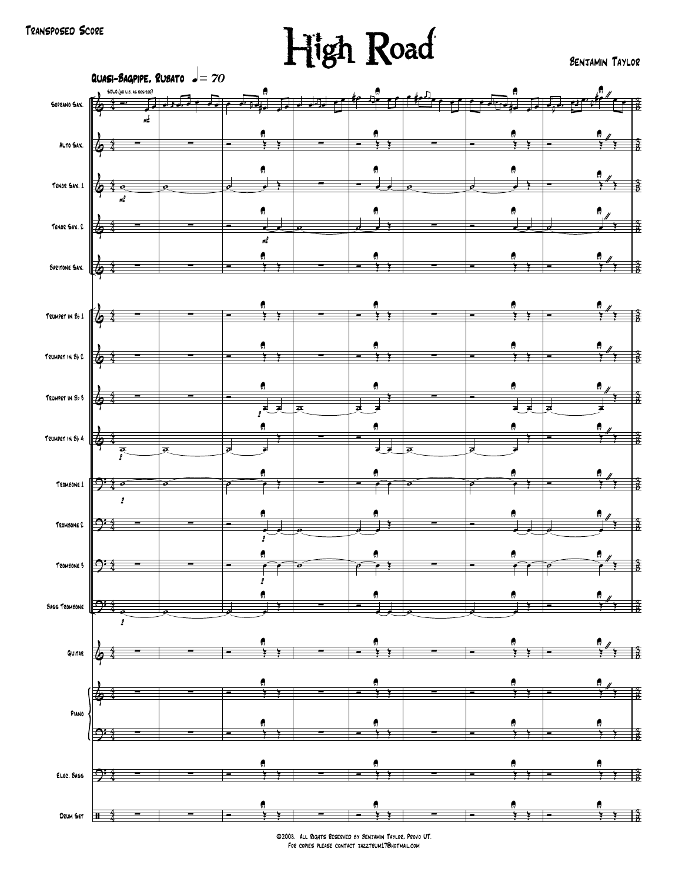Transposed Score

# High Road

Benjamin Taylor

Quasi-Bagpipe, Rubato ♩= 70

SOLO (ad lib. as desired)

Soprano Sax.

Alto Sax.

Tenor Sax. 1

Tenor Sax. 2

Baritone Sax.

Trumpet in B♭ 1

Trumpet in B♭ 2

Trumpet in B♭ 3

Trumpet in B♭ 4

Trombone 1

Trombone 2

Trombone 3

Bass Trombone

Guitar

Piano

Elec. Bass

Drum Set

©2008. All Rights Reserved by Benjamin Taylor. Provo UT.
For copies please contact jazztrum17@hotmail.com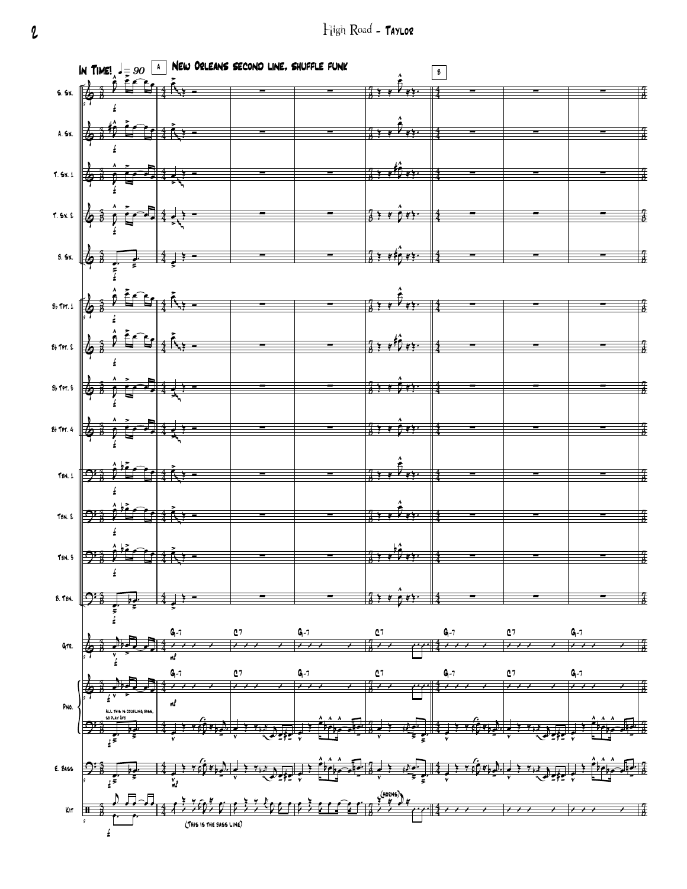In Time! ♩= 90

A New Orleans second line, shuffle funk

B

S. Sx.

A. Sx.

T. Sx. 1

T. Sx. 2

B. Sx.

Bb Tpt. 1

Bb Tpt. 2

Bb Tpt. 3

Bb Tpt. 4

Tbn. 1

Tbn. 2

Tbn. 3

B. Tbn.

Gtr.

G-7 C7 G-7 C7 G-7 C7 G-7

Pno.

G-7 C7 G-7 C7 G-7 C7 G-7

All this is doubling bass, so play 8vb

E. Bass

Kit

(This is the bass line)

(horns)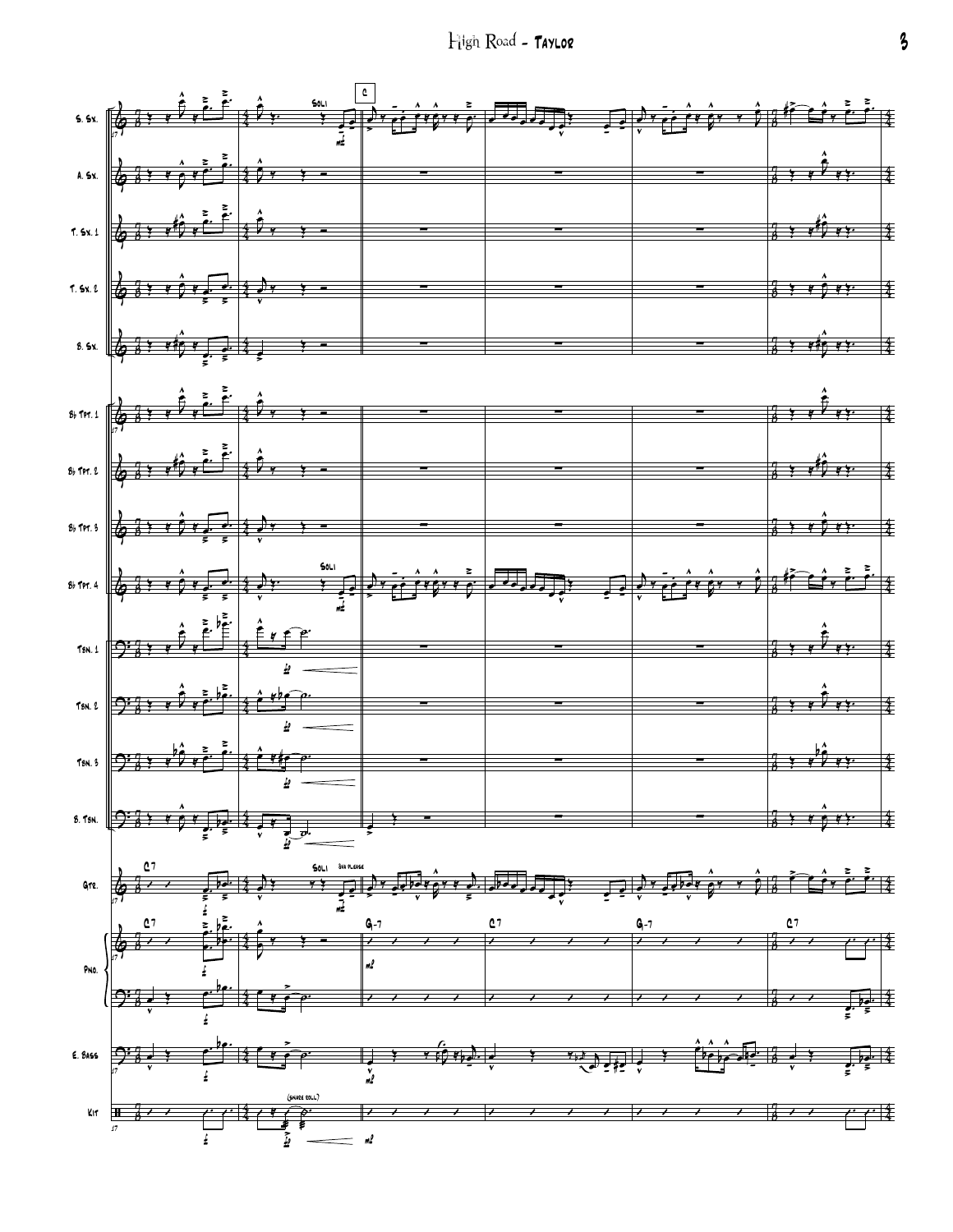S. Sx.

A. Sx.

T. Sx. 1

T. Sx. 2

B. Sx.

B♭ Tpt. 1

B♭ Tpt. 2

B♭ Tpt. 3

B♭ Tpt. 4

Tbn. 1

Tbn. 2

Tbn. 3

B. Tbn.

Gtr.

Pno.

E. Bass

Kit

SOLI

C

SOLI

SOLI 8va PLEASE

C7

C7

G-7

C7

G-7

C7

(SNARE ROLL)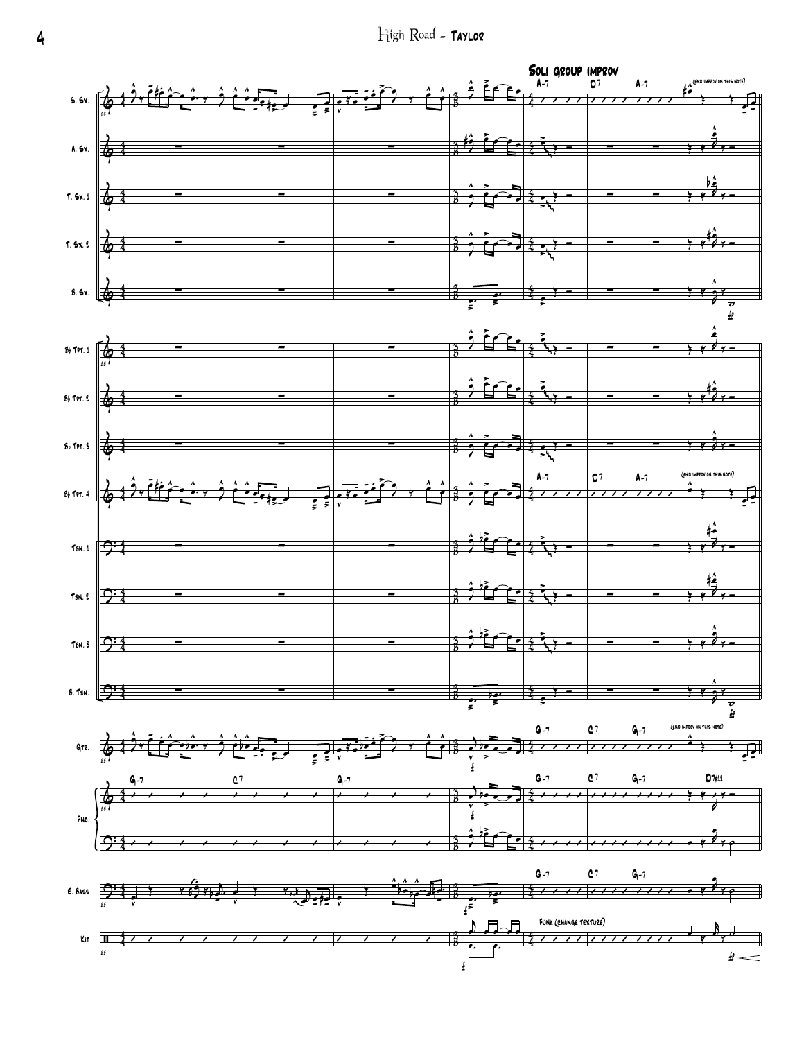**Soli group improv**

S. Sx. — A-7 | D7 | A-7 | (end improv on this note)

A. Sx.

T. Sx. 1

T. Sx. 2

B. Sx.

B♭ Tpt. 1

B♭ Tpt. 2

B♭ Tpt. 3

B♭ Tpt. 4 — A-7 | D7 | A-7 | (end improv on this note)

Tbn. 1

Tbn. 2

Tbn. 3

B. Tbn.

Gtr. — G-7 | C7 | G-7 | (end improv on this note)

Pno. — G-7 | C7 | G-7 | G-7 | C7 | G-7 | D7#11

E. Bass — G-7 | C7 | G-7

Kit — Funk (change texture)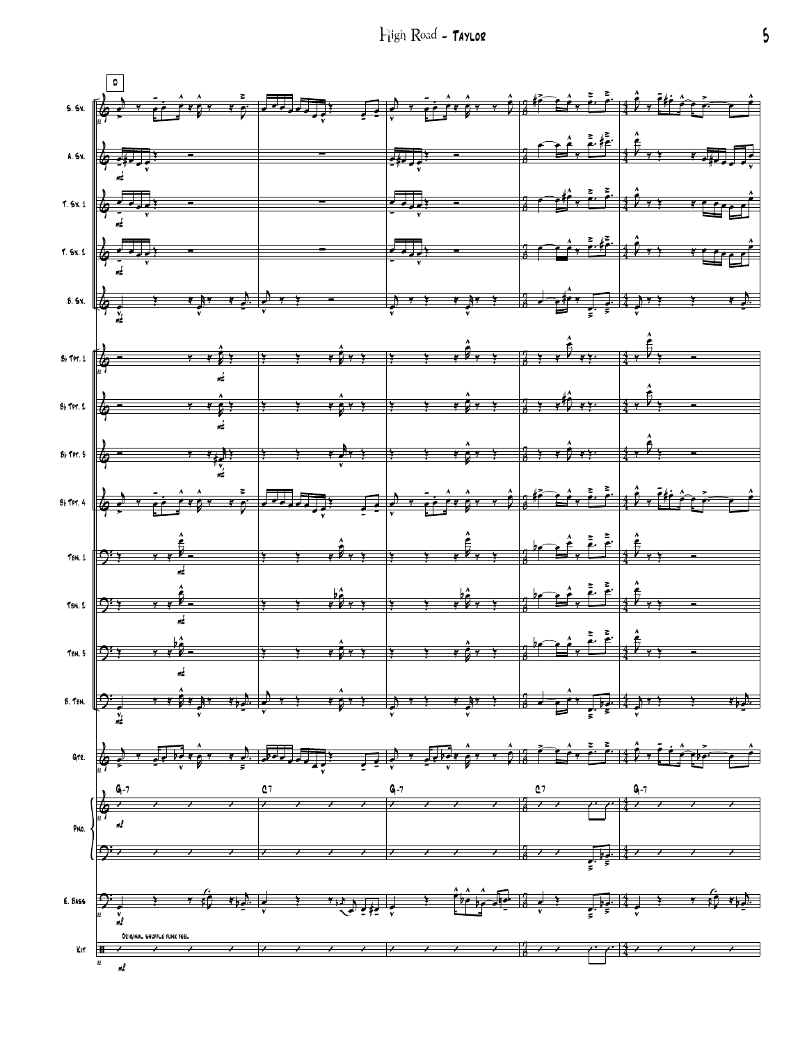D

S. Sx.

A. Sx.

T. Sx. 1

T. Sx. 2

B. Sx.

B♭ Tpt. 1

B♭ Tpt. 2

B♭ Tpt. 3

B♭ Tpt. 4

Tbn. 1

Tbn. 2

Tbn. 3

B. Tbn.

Gtr.

G-7 | C7 | G-7 | C7 | G-7

Pno.

E. Bass

Original shuffle funk feel

Kit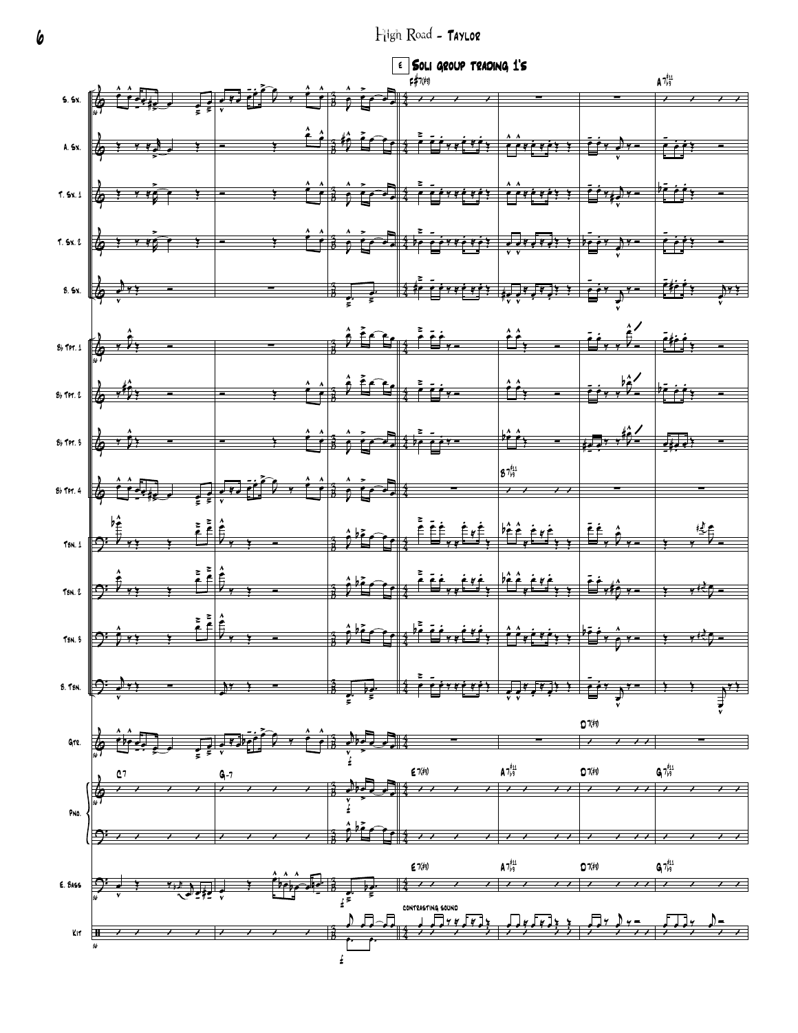E Soli group trading 1's

S. Sx.

A. Sx.

T. Sx. 1

T. Sx. 2

B. Sx.

B♭ Tpt. 1

B♭ Tpt. 2

B♭ Tpt. 3

B♭ Tpt. 4

Tbn. 1

Tbn. 2

Tbn. 3

B. Tbn.

Gtr.

Pno.

E. Bass

Kit

C7 G-7 E7(♯9) A7♭9♯11 D7(♯9) G7♭9♯11

F♯7(♯9) A7♭9♯11 B7♭9♯11

contrasting sound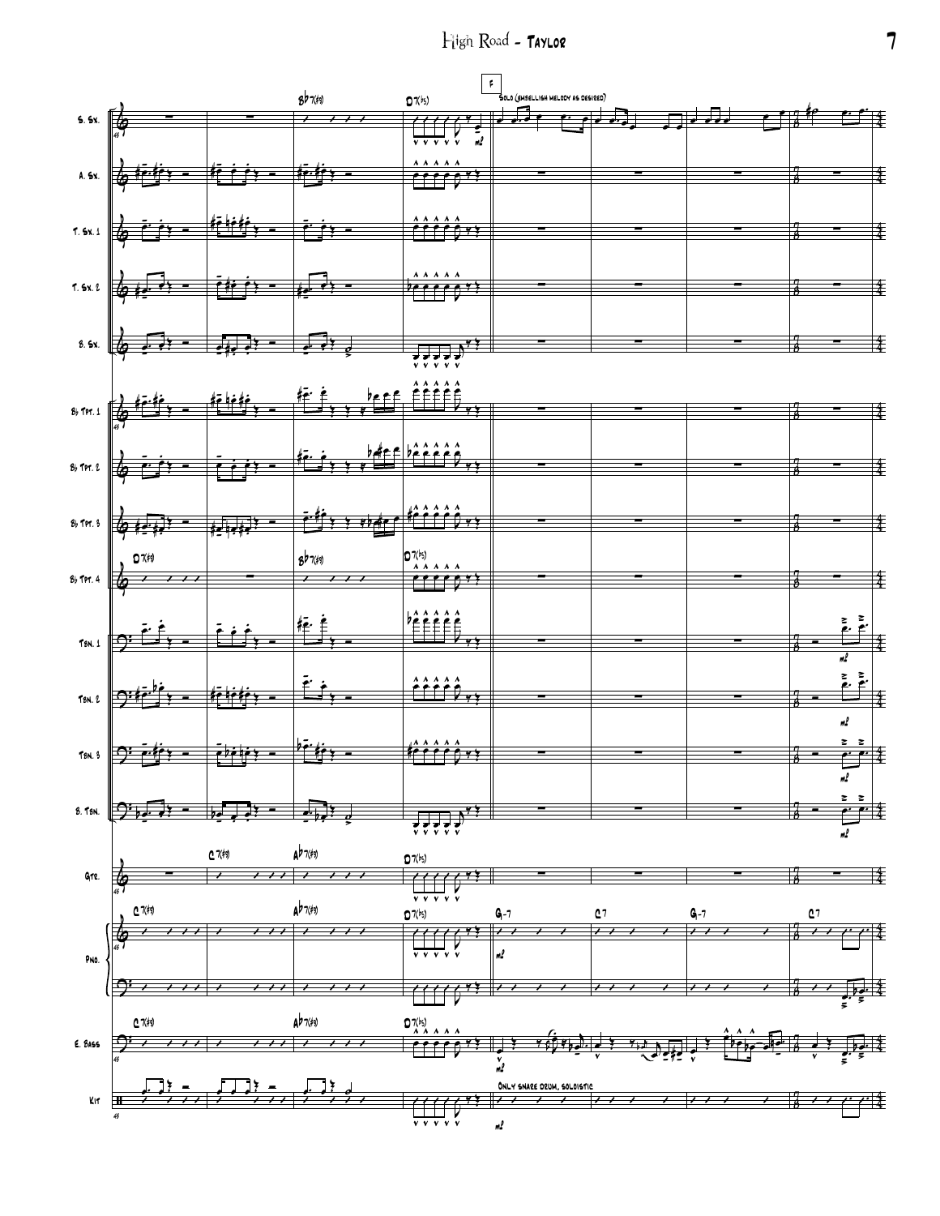**F**

Solo (embellish melody as desired)

S. Sx.

A. Sx.

T. Sx. 1

T. Sx. 2

B. Sx.

Bb Tpt. 1

Bb Tpt. 2

Bb Tpt. 3

Bb Tpt. 4

Tbn. 1

Tbn. 2

Tbn. 3

B. Tbn.

Gtr.

Pno.

E. Bass

Kit

Bb7(#9) D7(b5)

D7(#9) Bb7(#9) D7(b5)

C7(#9) Ab7(#9) D7(b5)

C7(#9) Ab7(#9) D7(b5) G-7 C7 G-7 C7

Only snare drum, soloistic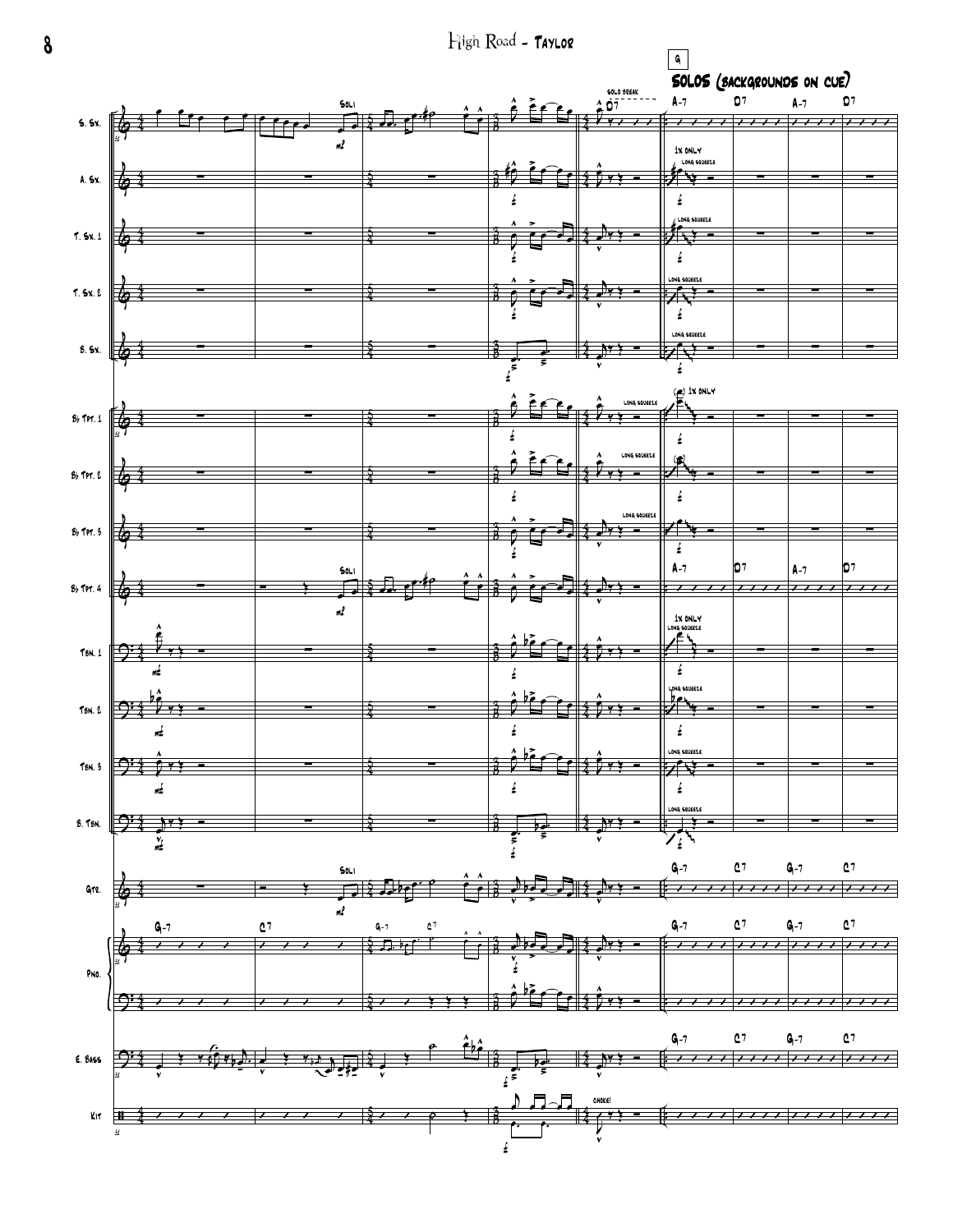G

SOLOS (BACKGROUNDS ON CUE)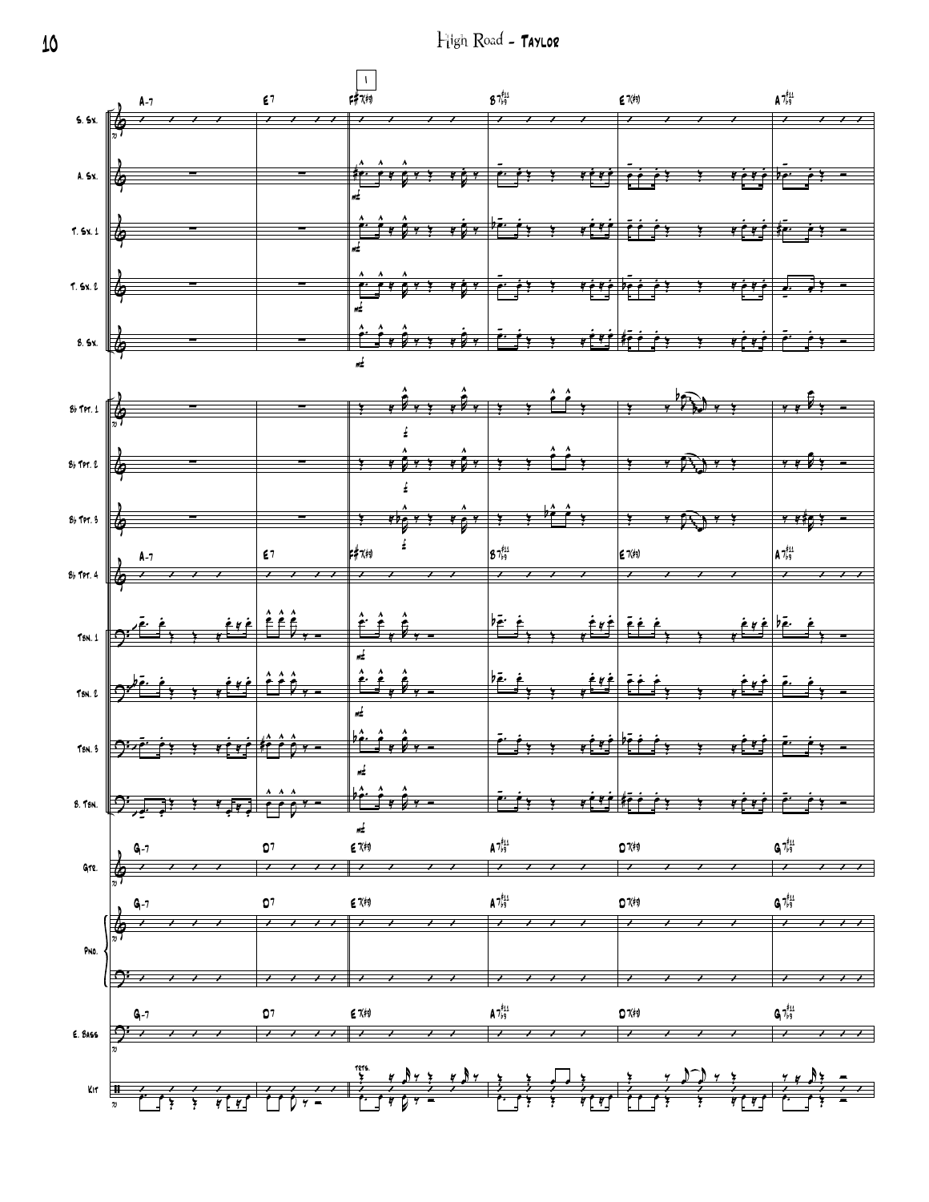# High Road - Taylor

S. Sx.

A. Sx.

T. Sx. 1

T. Sx. 2

B. Sx.

Bb Tpt. 1

Bb Tpt. 2

Bb Tpt. 3

Bb Tpt. 4

Tbn. 1

Tbn. 2

Tbn. 3

B. Tbn.

Gtr.

Pno.

E. Bass

Kit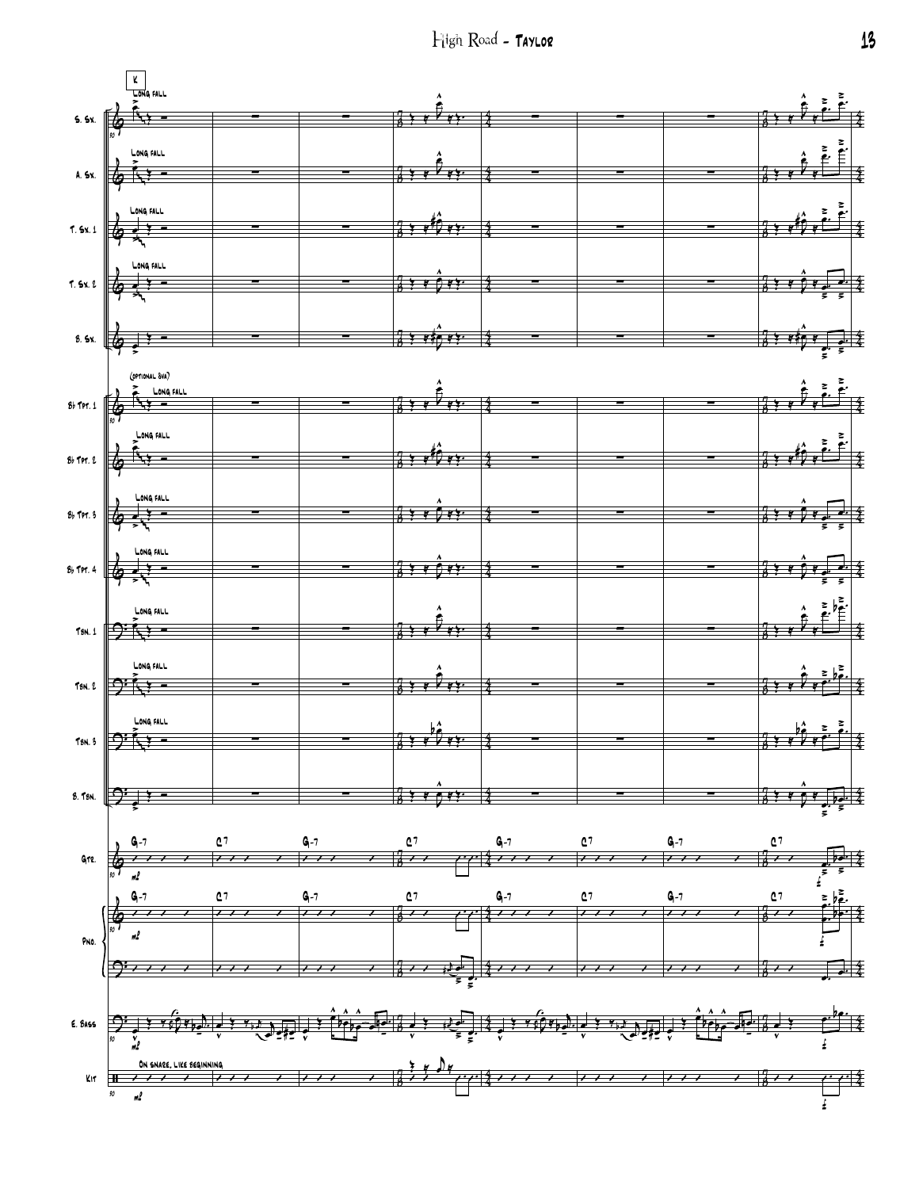K

Long fall

S. Sx.

Long fall

A. Sx.

Long fall

T. Sx. 1

Long fall

T. Sx. 2

B. Sx.

(optional 8va)

Long fall

Bb Tpt. 1

Long fall

Bb Tpt. 2

Long fall

Bb Tpt. 3

Long fall

Bb Tpt. 4

Long fall

Tbn. 1

Long fall

Tbn. 2

Long fall

Tbn. 3

B. Tbn.

Gtr.

G-7 C7 G-7 C7 G-7 C7 G-7 C7

mf

Pno.

G-7 C7 G-7 C7 G-7 C7 G-7 C7

mf

E. Bass

mf

On snare, like beginning

Kit

mf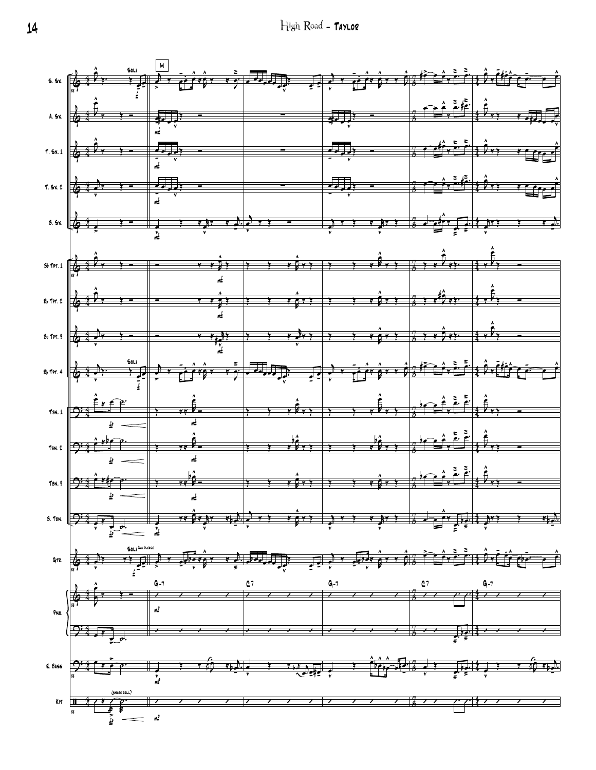M

S. Sx. — Soli

A. Sx.

T. Sx. 1

T. Sx. 2

B. Sx.

Bb Tpt. 1

Bb Tpt. 2

Bb Tpt. 3

Bb Tpt. 4 — Soli

Tbn. 1

Tbn. 2

Tbn. 3

B. Tbn.

Gtr. — Soli 8va please

Pno. — G-7 | C7 | G-7 | C7 | G-7

E. Bass

Kit — (snare roll)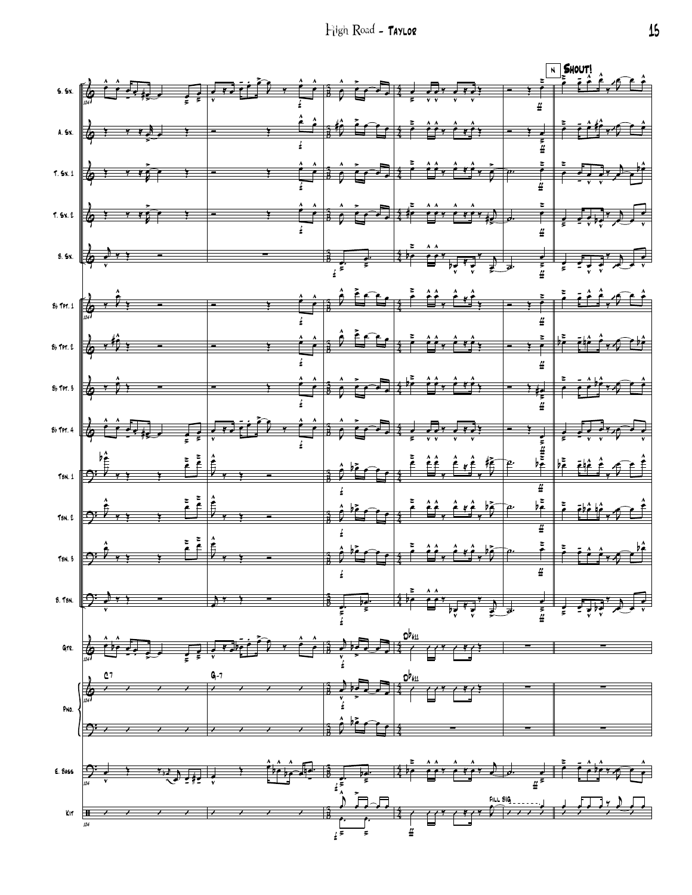N **SHOUT!**

S. Sx.

A. Sx.

T. Sx. 1

T. Sx. 2

B. Sx.

B♭ Tpt. 1

B♭ Tpt. 2

B♭ Tpt. 3

B♭ Tpt. 4

Tbn. 1

Tbn. 2

Tbn. 3

B. Tbn.

Gtr.

Pno.

E. Bass

Kit

C7

G-7

D♭♯11

FILL BIG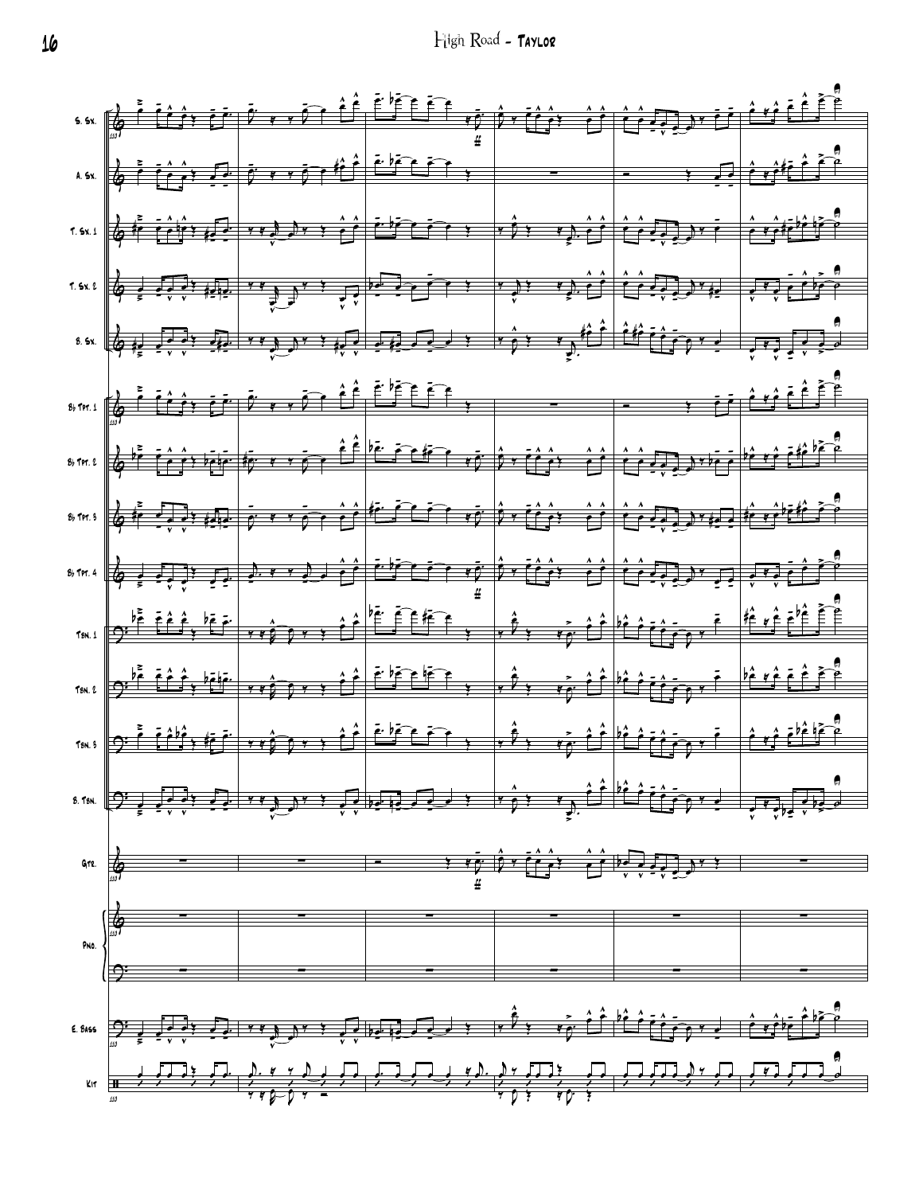S. Sx.

A. Sx.

T. Sx. 1

T. Sx. 2

B. Sx.

B♭ Tpt. 1

B♭ Tpt. 2

B♭ Tpt. 3

B♭ Tpt. 4

Tbn. 1

Tbn. 2

Tbn. 3

B. Tbn.

Gtr.

Pno.

E. Bass

Kit